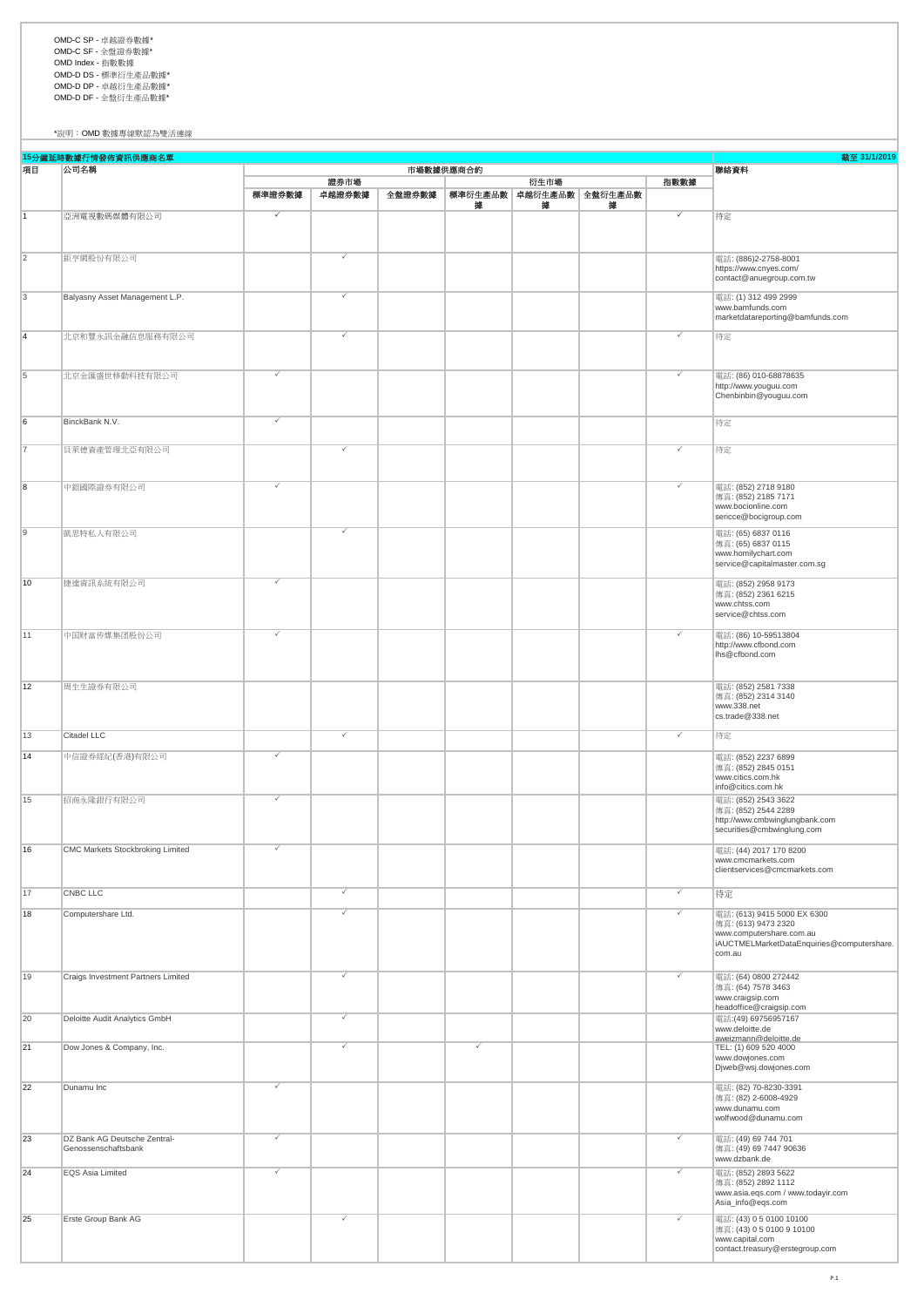OMD-C SP - 卓越證券數據*
OMD-C SF - 全盤證券數據*
OMD Index - 指數數據
OMD-D DS - 標準衍生產品數據*
OMD-D DP - 卓越衍生產品數據*
OMD-D DF - 全盤衍生產品數據*

*說明：OMD 數據專線默認為雙活連線

| 15分鐘延時數據行情發佈資訊供應商名單 | | | | | | | | | 截至 31/1/2019 |
|---|---|---|---|---|---|---|---|---|---|
| 項目 | 公司名稱 | 市場數據供應商合約 | | | | | | | 聯絡資料 |
| | | 證券市場 | | | 衍生市場 | | | 指數數據 | |
| | | 標準證券數據 | 卓越證券數據 | 全盤證券數據 | 標準衍生產品數據 | 卓越衍生產品數據 | 全盤衍生產品數據 | | |
| 1 | 亞洲電視數碼媒體有限公司 | ✓ | | | | | | ✓ | 待定 |
| 2 | 鉅亨網股份有限公司 | | ✓ | | | | | | 電話: (886)2-2758-8001<br>https://www.cnyes.com/<br>contact@anuegroup.com.tw |
| 3 | Balyasny Asset Management L.P. | | ✓ | | | | | | 電話: (1) 312 499 2999<br>www.bamfunds.com<br>marketdatareporting@bamfunds.com |
| 4 | 北京和豐永訊金融信息服務有限公司 | | ✓ | | | | | ✓ | 待定 |
| 5 | 北京金匯盛世移動科技有限公司 | ✓ | | | | | | ✓ | 電話: (86) 010-68878635<br>http://www.youguu.com<br>Chenbinbin@youguu.com |
| 6 | BinckBank N.V. | ✓ | | | | | | | 待定 |
| 7 | 貝萊德資產管理北亞有限公司 | | ✓ | | | | | ✓ | 待定 |
| 8 | 中銀國際證券有限公司 | ✓ | | | | | | ✓ | 電話: (852) 2718 9180<br>傳真: (852) 2185 7171<br>www.bocionline.com<br>sericce@bocigroup.com |
| 9 | 凱思特私人有限公司 | | ✓ | | | | | | 電話: (65) 6837 0116<br>傳真: (65) 6837 0115<br>www.homilychart.com<br>service@capitalmaster.com.sg |
| 10 | 捷達資訊系統有限公司 | ✓ | | | | | | | 電話: (852) 2958 9173<br>傳真: (852) 2361 6215<br>www.chtss.com<br>service@chtss.com |
| 11 | 中国财富传媒集团股份公司 | ✓ | | | | | | ✓ | 電話: (86) 10-59513804<br>http://www.cfbond.com<br>lhs@cfbond.com |
| 12 | 周生生證券有限公司 | | | | | | | | 電話: (852) 2581 7338<br>傳真: (852) 2314 3140<br>www.338.net<br>cs.trade@338.net |
| 13 | Citadel LLC | | ✓ | | | | | ✓ | 待定 |
| 14 | 中信證券經紀(香港)有限公司 | ✓ | | | | | | | 電話: (852) 2237 6899<br>傳真: (852) 2845 0151<br>www.citics.com.hk<br>info@citics.com.hk |
| 15 | 招商永隆銀行有限公司 | ✓ | | | | | | | 電話: (852) 2543 3622<br>傳真: (852) 2544 2289<br>http://www.cmbwinglungbank.com<br>securities@cmbwinglung.com |
| 16 | CMC Markets Stockbroking Limited | ✓ | | | | | | | 電話: (44) 2017 170 8200<br>www.cmcmarkets.com<br>clientservices@cmcmarkets.com |
| 17 | CNBC LLC | | ✓ | | | | | ✓ | 待定 |
| 18 | Computershare Ltd. | | ✓ | | | | | ✓ | 電話: (613) 9415 5000 EX 6300<br>傳真: (613) 9473 2320<br>www.computershare.com.au<br>iAUCTMELMarketDataEnquiries@computershare.com.au |
| 19 | Craigs Investment Partners Limited | | ✓ | | | | | ✓ | 電話: (64) 0800 272442<br>傳真: (64) 7578 3463<br>www.craigsip.com<br>headoffice@craigsip.com |
| 20 | Deloitte Audit Analytics GmbH | | ✓ | | | | | | 電話:(49) 69756957167<br>www.deloitte.de<br>aweizmann@deloitte.de |
| 21 | Dow Jones & Company, Inc. | | ✓ | | ✓ | | | | TEL: (1) 609 520 4000<br>www.dowjones.com<br>Djweb@wsj.dowjones.com |
| 22 | Dunamu Inc | ✓ | | | | | | | 電話: (82) 70-8230-3391<br>傳真: (82) 2-6008-4929<br>www.dunamu.com<br>wolfwood@dunamu.com |
| 23 | DZ Bank AG Deutsche Zentral-Genossenschaftsbank | ✓ | | | | | | ✓ | 電話: (49) 69 744 701<br>傳真: (49) 69 7447 90636<br>www.dzbank.de |
| 24 | EQS Asia Limited | ✓ | | | | | | ✓ | 電話: (852) 2893 5622<br>傳真: (852) 2892 1112<br>www.asia.eqs.com / www.todayir.com<br>Asia_info@eqs.com |
| 25 | Erste Group Bank AG | | ✓ | | | | | ✓ | 電話: (43) 0 5 0100 10100<br>傳真: (43) 0 5 0100 9 10100<br>www.capital.com<br>contact.treasury@erstegroup.com |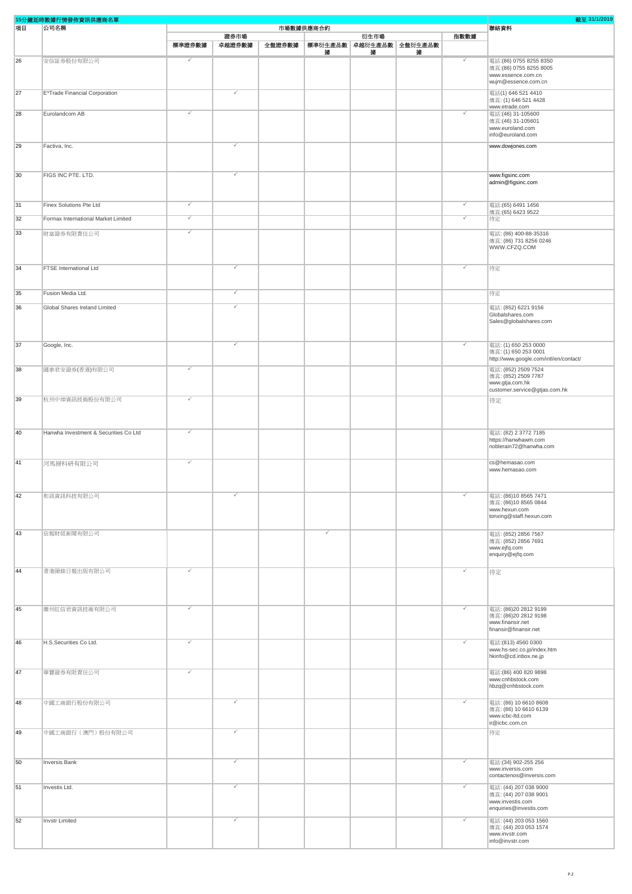| 15分鐘延時數據行情發佈資訊供應商名單 | | | | | | | | | | 截至 31/1/2019 |
|---|---|---|---|---|---|---|---|---|---|---|
| 項目 | 公司名稱 | 市場數據供應商合約 | | | | | | | | 聯絡資料 |
| | | 證券市場 | | | 衍生市場 | | | 指數數據 | | |
| | | 標準證券數據 | 卓越證券數據 | 全盤證券數據 | 標準衍生產品數據 | 卓越衍生產品數據 | 全盤衍生產品數據 | | | |
| 26 | 安信証券股份有限公司 | ✓ | | | | | | ✓ | | 電話:(86) 0755 8255 8350<br>傳真:(86) 0755 8255 8005<br>www.essence.com.cn<br>wujm@essence.com.cn |
| 27 | E*Trade Financial Corporation | | ✓ | | | | | | | 電話(1) 646 521 4410<br>傳真: (1) 646 521 4428<br>www.etrade.com |
| 28 | Eurolandcom AB | ✓ | | | | | | ✓ | | 電話:(46) 31-105600<br>傳真:(46) 31-105601<br>www.euroland.com<br>info@euroland.com |
| 29 | Factiva, Inc. | | ✓ | | | | | | | www.dowjones.com |
| 30 | FIGS INC PTE. LTD. | | ✓ | | | | | | | www.figsinc.com<br>admin@figsinc.com |
| 31 | Finex Solutions Pte Ltd | ✓ | | | | | | ✓ | | 電話:(65) 6491 1456<br>傳真:(65) 6423 9522 |
| 32 | Formax International Market Limited | ✓ | | | | | | ✓ | | 待定 |
| 33 | 財富證券有限責任公司 | ✓ | | | | | | | | 電話: (86) 400-88-35316<br>傳真: (86) 731 8256 0246<br>WWW.CFZQ.COM |
| 34 | FTSE International Ltd | | ✓ | | | | | ✓ | | 待定 |
| 35 | Fusion Media Ltd. | | ✓ | | | | | | | 待定 |
| 36 | Global Shares Ireland Limited | | ✓ | | | | | | | 電話: (852) 6221 9156<br>Globalshares.com<br>Sales@globalshares.com |
| 37 | Google, Inc. | | ✓ | | | | | ✓ | | 電話: (1) 650 253 0000<br>傳真: (1) 650 253 0001<br>http://www.google.com/intl/en/contact/ |
| 38 | 國泰君安證券(香港)有限公司 | ✓ | | | | | | | | 電話: (852) 2509 7524<br>傳真: (852) 2509 7787<br>www.gtja.com.hk<br>customer.service@gtjas.com.hk |
| 39 | 杭州中焯資訊技術股份有限公司 | ✓ | | | | | | | | 待定 |
| 40 | Hanwha Investment & Securities Co Ltd | ✓ | | | | | | | | 電話: (82) 2 3772 7185<br>https://hanwhawm.com<br>noblerain72@hanwha.com |
| 41 | 河馬掃科研有限公司 | ✓ | | | | | | | | cs@hemasao.com<br>www.hemasao.com |
| 42 | 和訊資訊科技有限公司 | | ✓ | | | | | ✓ | | 電話: (86)10 8565 7471<br>傳真: (86)10 8565 0844<br>www.hexun.com<br>tonxing@staff.hexun.com |
| 43 | 信報財經新聞有限公司 | | | | ✓ | | | | | 電話: (852) 2856 7567<br>傳真: (852) 2856 7691<br>www.ejfq.com<br>enquiry@ejfq.com |
| 44 | 香港頭條日報出版有限公司 | ✓ | | | | | | ✓ | | 待定 |
| 45 | 廣州紅信君資訊技術有限公司 | ✓ | | | | | | ✓ | | 電話: (86)20 2812 9199<br>傳真: (86)20 2812 9198<br>www.finansir.net<br>finansir@finansir.net |
| 46 | H.S.Securities Co Ltd. | ✓ | | | | | | ✓ | | 電話:(813) 4560 0300<br>www.hs-sec.co.jp/index.htm<br>hkinfo@cd.inbox.ne.jp |
| 47 | 華寶證券有限責任公司 | ✓ | | | | | | | | 電話:(86) 400 820 9898<br>www.cnhbstock.com<br>hbzq@cnhbstock.com |
| 48 | 中國工商銀行股份有限公司 | | ✓ | | | | | ✓ | | 電話: (86) 10 6610 8608<br>傳真: (86) 10 6610 6139<br>www.icbc-ltd.com<br>ir@icbc.com.cn |
| 49 | 中國工商銀行（澳門）股份有限公司 | | ✓ | | | | | | | 待定 |
| 50 | Inversis Bank | | ✓ | | | | | ✓ | | 電話:(34) 902-255 256<br>www.inversis.com<br>contactenos@inversis.com |
| 51 | Investis Ltd. | | ✓ | | | | | ✓ | | 電話: (44) 207 038 9000<br>傳真: (44) 207 038 9001<br>www.investis.com<br>enquiries@investis.com |
| 52 | Invstr Limited | | ✓ | | | | | ✓ | | 電話: (44) 203 053 1560<br>傳真: (44) 203 053 1574<br>www.invstr.com<br>info@invstr.com |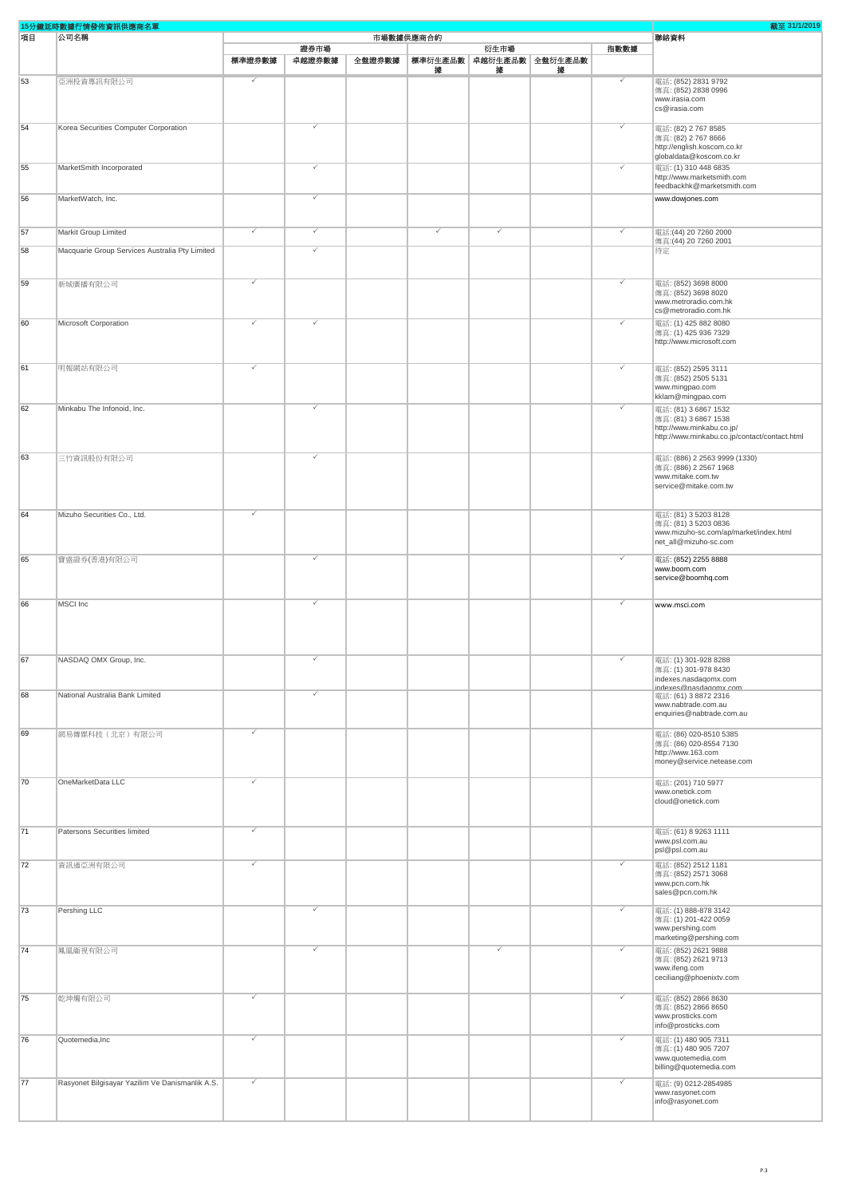**15分鐘延時數據行情發佈資訊供應商名單** 截至 31/1/2019

| 項目 | 公司名稱 | 市場數據供應商合約 | | | | | | | 聯絡資料 |
|---|---|---|---|---|---|---|---|---|---|
| | | 證券市場 | | | 衍生市場 | | | 指數數據 | |
| | | 標準證券數據 | 卓越證券數據 | 全盤證券數據 | 標準衍生產品數據 | 卓越衍生產品數據 | 全盤衍生產品數據 | | |
| 53 | 亞洲投資專訊有限公司 | ✓ | | | | | | ✓ | 電話: (852) 2831 9792<br>傳真: (852) 2838 0996<br>www.irasia.com<br>cs@irasia.com |
| 54 | Korea Securities Computer Corporation | | ✓ | | | | | ✓ | 電話: (82) 2 767 8585<br>傳真: (82) 2 767 8666<br>http://english.koscom.co.kr<br>globaldata@koscom.co.kr |
| 55 | MarketSmith Incorporated | | ✓ | | | | | ✓ | 電話: (1) 310 448 6835<br>http://www.marketsmith.com<br>feedbackhk@marketsmith.com |
| 56 | MarketWatch, Inc. | | ✓ | | | | | | www.dowjones.com |
| 57 | Markit Group Limited | ✓ | ✓ | | ✓ | ✓ | | ✓ | 電話:(44) 20 7260 2000<br>傳真:(44) 20 7260 2001 |
| 58 | Macquarie Group Services Australia Pty Limited | | ✓ | | | | | | 待定 |
| 59 | 新城廣播有限公司 | ✓ | | | | | | ✓ | 電話: (852) 3698 8000<br>傳真: (852) 3698 8020<br>www.metroradio.com.hk<br>cs@metroradio.com.hk |
| 60 | Microsoft Corporation | ✓ | ✓ | | | | | ✓ | 電話: (1) 425 882 8080<br>傳真: (1) 425 936 7329<br>http://www.microsoft.com |
| 61 | 明報網站有限公司 | ✓ | | | | | | ✓ | 電話: (852) 2595 3111<br>傳真: (852) 2505 5131<br>www.mingpao.com<br>kklam@mingpao.com |
| 62 | Minkabu The Infonoid, Inc. | | ✓ | | | | | ✓ | 電話: (81) 3 6867 1532<br>傳真: (81) 3 6867 1538<br>http://www.minkabu.co.jp/<br>http://www.minkabu.co.jp/contact/contact.html |
| 63 | 三竹資訊股份有限公司 | | ✓ | | | | | | 電話: (886) 2 2563 9999 (1330)<br>傳真: (886) 2 2567 1968<br>www.mitake.com.tw<br>service@mitake.com.tw |
| 64 | Mizuho Securities Co., Ltd. | ✓ | | | | | | | 電話: (81) 3 5203 8128<br>傳真: (81) 3 5203 0836<br>www.mizuho-sc.com/ap/market/index.html<br>net_all@mizuho-sc.com |
| 65 | 寶盛證券(香港)有限公司 | | ✓ | | | | | ✓ | 電話: (852) 2255 8888<br>www.boom.com<br>service@boomhq.com |
| 66 | MSCI Inc | | ✓ | | | | | ✓ | www.msci.com |
| 67 | NASDAQ OMX Group, Inc. | | ✓ | | | | | ✓ | 電話: (1) 301-928 8288<br>傳真: (1) 301-978 8430<br>indexes.nasdaqomx.com<br>indexes@nasdaqomx.com |
| 68 | National Australia Bank Limited | | ✓ | | | | | | 電話: (61) 3 8872 2316<br>www.nabtrade.com.au<br>enquiries@nabtrade.com.au |
| 69 | 網易傳媒科技（北京）有限公司 | ✓ | | | | | | | 電話: (86) 020-8510 5385<br>傳真: (86) 020-8554 7130<br>http://www.163.com<br>money@service.netease.com |
| 70 | OneMarketData LLC | ✓ | | | | | | | 電話: (201) 710 5977<br>www.onetick.com<br>cloud@onetick.com |
| 71 | Patersons Securities limited | ✓ | | | | | | | 電話: (61) 8 9263 1111<br>www.psl.com.au<br>psl@psl.com.au |
| 72 | 資訊通亞洲有限公司 | ✓ | | | | | | ✓ | 電話: (852) 2512 1181<br>傳真: (852) 2571 3068<br>www.pcn.com.hk<br>sales@pcn.com.hk |
| 73 | Pershing LLC | | ✓ | | | | | ✓ | 電話: (1) 888-878 3142<br>傳真: (1) 201-422 0059<br>www.pershing.com<br>marketing@pershing.com |
| 74 | 鳳凰衛視有限公司 | | ✓ | | | ✓ | | ✓ | 電話: (852) 2621 9888<br>傳真: (852) 2621 9713<br>www.ifeng.com<br>ceciliang@phoenixtv.com |
| 75 | 乾坤爛有限公司 | ✓ | | | | | | ✓ | 電話: (852) 2866 8630<br>傳真: (852) 2866 8650<br>www.prosticks.com<br>info@prosticks.com |
| 76 | Quotemedia,Inc | ✓ | | | | | | ✓ | 電話: (1) 480 905 7311<br>傳真: (1) 480 905 7207<br>www.quotemedia.com<br>billing@quotemedia.com |
| 77 | Rasyonet Bilgisayar Yazilim Ve Danismanlik A.S. | ✓ | | | | | | ✓ | 電話: (9) 0212-2854985<br>www.rasyonet.com<br>info@rasyonet.com |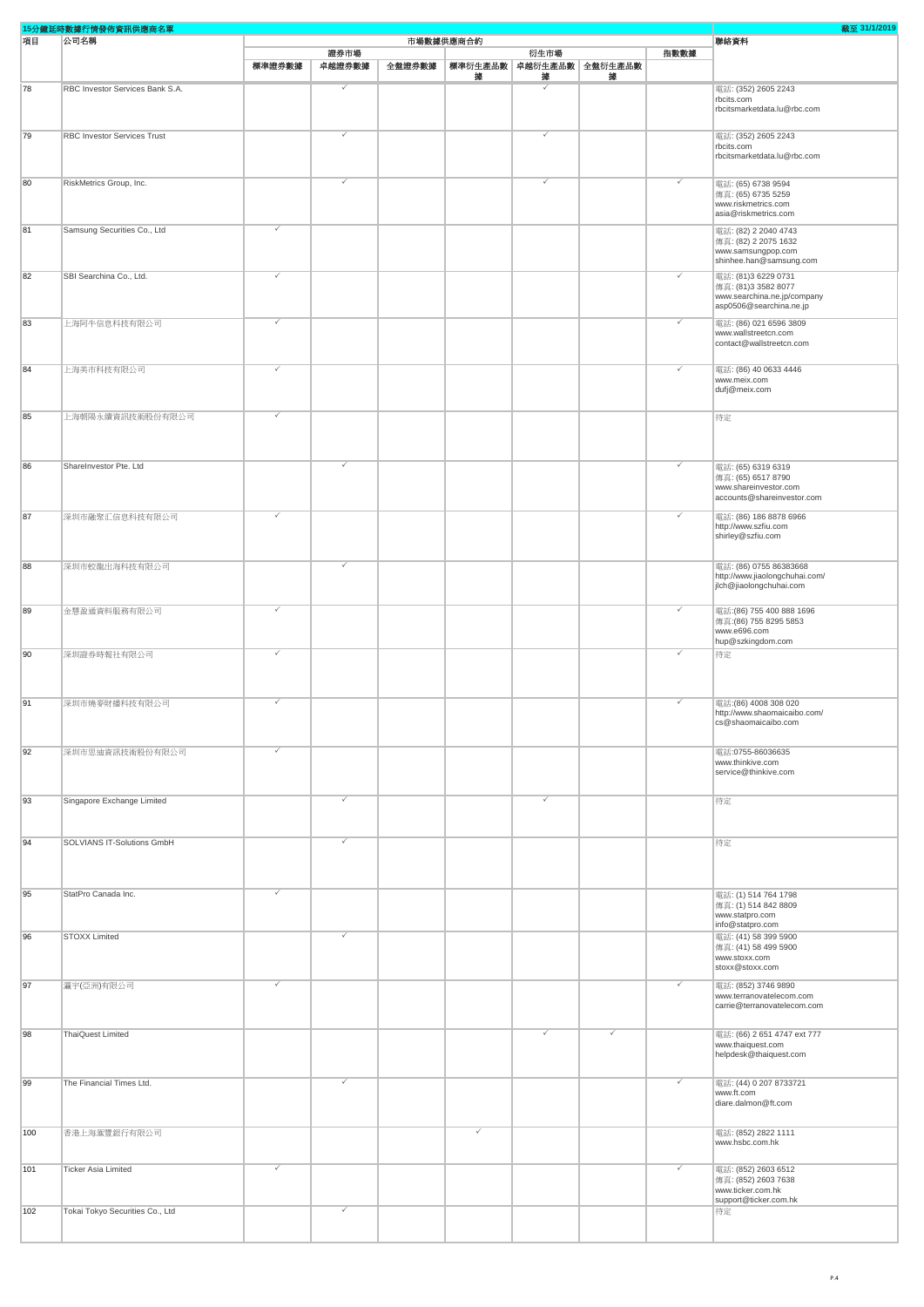# 15分鐘延時數據行情發佈資訊供應商名單

截至 31/1/2019

| 項目 | 公司名稱 | 市場數據供應商合約 | | | | | | | 聯絡資料 |
|---|---|---|---|---|---|---|---|---|---|
| | | 證券市場 | | | 衍生市場 | | | 指數數據 | |
| | | 標準證券數據 | 卓越證券數據 | 全盤證券數據 | 標準衍生產品數據 | 卓越衍生產品數據 | 全盤衍生產品數據 | | |
| 78 | RBC Investor Services Bank S.A. | | ✓ | | | ✓ | | | 電話: (352) 2605 2243<br>rbcits.com<br>rbcitsmarketdata.lu@rbc.com |
| 79 | RBC Investor Services Trust | | ✓ | | | ✓ | | | 電話: (352) 2605 2243<br>rbcits.com<br>rbcitsmarketdata.lu@rbc.com |
| 80 | RiskMetrics Group, Inc. | | ✓ | | | ✓ | | ✓ | 電話: (65) 6738 9594<br>傳真: (65) 6735 5259<br>www.riskmetrics.com<br>asia@riskmetrics.com |
| 81 | Samsung Securities Co., Ltd | ✓ | | | | | | | 電話: (82) 2 2040 4743<br>傳真: (82) 2 2075 1632<br>www.samsungpop.com<br>shinhee.han@samsung.com |
| 82 | SBI Searchina Co., Ltd. | ✓ | | | | | | ✓ | 電話: (81)3 6229 0731<br>傳真: (81)3 3582 8077<br>www.searchina.ne.jp/company<br>asp0506@searchina.ne.jp |
| 83 | 上海阿牛信息科技有限公司 | ✓ | | | | | | ✓ | 電話: (86) 021 6596 3809<br>www.wallstreetcn.com<br>contact@wallstreetcn.com |
| 84 | 上海美市科技有限公司 | ✓ | | | | | | ✓ | 電話: (86) 40 0633 4446<br>www.meix.com<br>dufj@meix.com |
| 85 | 上海朝陽永續資訊技術股份有限公司 | ✓ | | | | | | | 待定 |
| 86 | ShareInvestor Pte. Ltd | | ✓ | | | | | ✓ | 電話: (65) 6319 6319<br>傳真: (65) 6517 8790<br>www.shareinvestor.com<br>accounts@shareinvestor.com |
| 87 | 深圳市融聚汇信息科技有限公司 | ✓ | | | | | | ✓ | 電話: (86) 186 8878 6966<br>http://www.szfiu.com<br>shirley@szfiu.com |
| 88 | 深圳市蛟龍出海科技有限公司 | | ✓ | | | | | | 電話: (86) 0755 86383668<br>http://www.jiaolongchuhai.com/<br>jlch@jiaolongchuhai.com |
| 89 | 金慧盈通資料服務有限公司 | ✓ | | | | | | ✓ | 電話:(86) 755 400 888 1696<br>傳真:(86) 755 8295 5853<br>www.e696.com<br>hup@szkingdom.com |
| 90 | 深圳證券時報社有限公司 | ✓ | | | | | | ✓ | 待定 |
| 91 | 深圳市燒麥財播科技有限公司 | ✓ | | | | | | ✓ | 電話:(86) 4008 308 020<br>http://www.shaomaicaibo.com/<br>cs@shaomaicaibo.com |
| 92 | 深圳市思迪資訊技術股份有限公司 | ✓ | | | | | | | 電話:0755-86036635<br>www.thinkive.com<br>service@thinkive.com |
| 93 | Singapore Exchange Limited | | ✓ | | | ✓ | | | 待定 |
| 94 | SOLVIANS IT-Solutions GmbH | | ✓ | | | | | | 待定 |
| 95 | StatPro Canada Inc. | ✓ | | | | | | | 電話: (1) 514 764 1798<br>傳真: (1) 514 842 8809<br>www.statpro.com<br>info@statpro.com |
| 96 | STOXX Limited | | ✓ | | | | | | 電話: (41) 58 399 5900<br>傳真: (41) 58 499 5900<br>www.stoxx.com<br>stoxx@stoxx.com |
| 97 | 瀛宇(亞洲)有限公司 | ✓ | | | | | | ✓ | 電話: (852) 3746 9890<br>www.terranovatelecom.com<br>carrie@terranovatelecom.com |
| 98 | ThaiQuest Limited | | | | | ✓ | ✓ | | 電話: (66) 2 651 4747 ext 777<br>www.thaiquest.com<br>helpdesk@thaiquest.com |
| 99 | The Financial Times Ltd. | | ✓ | | | | | ✓ | 電話: (44) 0 207 8733721<br>www.ft.com<br>diare.dalmon@ft.com |
| 100 | 香港上海滙豐銀行有限公司 | | | | ✓ | | | | 電話: (852) 2822 1111<br>www.hsbc.com.hk |
| 101 | Ticker Asia Limited | ✓ | | | | | | ✓ | 電話: (852) 2603 6512<br>傳真: (852) 2603 7638<br>www.ticker.com.hk<br>support@ticker.com.hk |
| 102 | Tokai Tokyo Securities Co., Ltd | | ✓ | | | | | | 待定 |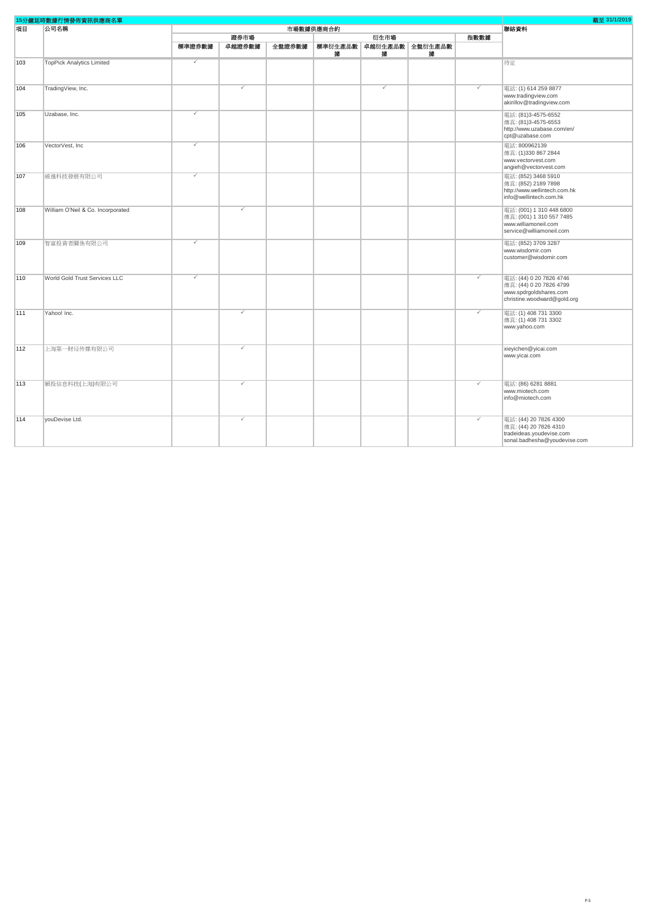**15分鐘延時數據行情發佈資訊供應商名單** **截至 31/1/2019**

| 項目 | 公司名稱 | 市場數據供應商合約 | | | | | | | 聯絡資料 |
|---|---|---|---|---|---|---|---|---|---|
| | | 證券市場 | | | 衍生市場 | | | 指數數據 | |
| | | 標準證券數據 | 卓越證券數據 | 全盤證券數據 | 標準衍生產品數據 | 卓越衍生產品數據 | 全盤衍生產品數據 | | |
| 103 | TopPick Analytics Limited | ✓ | | | | | | | 待定 |
| 104 | TradingView, Inc. | | ✓ | | | ✓ | | ✓ | 電話: (1) 614 259 8877<br>www.tradingview.com<br>akirillov@tradingview.com |
| 105 | Uzabase, Inc. | ✓ | | | | | | | 電話: (81)3-4575-6552<br>傳真: (81)3-4575-6553<br>http://www.uzabase.com/en/<br>cpt@uzabase.com |
| 106 | VectorVest, Inc | ✓ | | | | | | | 電話: 800962139<br>傳真: (1)330 867 2844<br>www.vectorvest.com<br>angieh@vectorvest.com |
| 107 | 威進科技發展有限公司 | ✓ | | | | | | | 電話: (852) 3468 5910<br>傳真: (852) 2189 7898<br>http://www.wellintech.com.hk<br>info@wellintech.com.hk |
| 108 | William O'Neil & Co. Incorporated | | ✓ | | | | | | 電話: (001) 1 310 448 6800<br>傳真: (001) 1 310 557 7485<br>www.williamoneil.com<br>service@williamoneil.com |
| 109 | 智富投資者關係有限公司 | ✓ | | | | | | | 電話: (852) 3709 3287<br>www.wisdomir.com<br>customer@wisdomir.com |
| 110 | World Gold Trust Services LLC | ✓ | | | | | | ✓ | 電話: (44) 0 20 7826 4746<br>傳真: (44) 0 20 7826 4799<br>www.spdrgoldshares.com<br>christine.woodward@gold.org |
| 111 | Yahoo! Inc. | | ✓ | | | | | ✓ | 電話: (1) 408 731 3300<br>傳真: (1) 408 731 3302<br>www.yahoo.com |
| 112 | 上海第一财经传媒有限公司 | | ✓ | | | | | | xieyichen@yicai.com<br>www.yicai.com |
| 113 | 穎投信息科技(上海)有限公司 | | ✓ | | | | | ✓ | 電話: (86) 6281 8881<br>www.miotech.com<br>info@miotech.com |
| 114 | youDevise Ltd. | | ✓ | | | | | ✓ | 電話: (44) 20 7826 4300<br>傳真: (44) 20 7826 4310<br>tradeideas.youdevise.com<br>sonal.badhesha@youdevise.com |